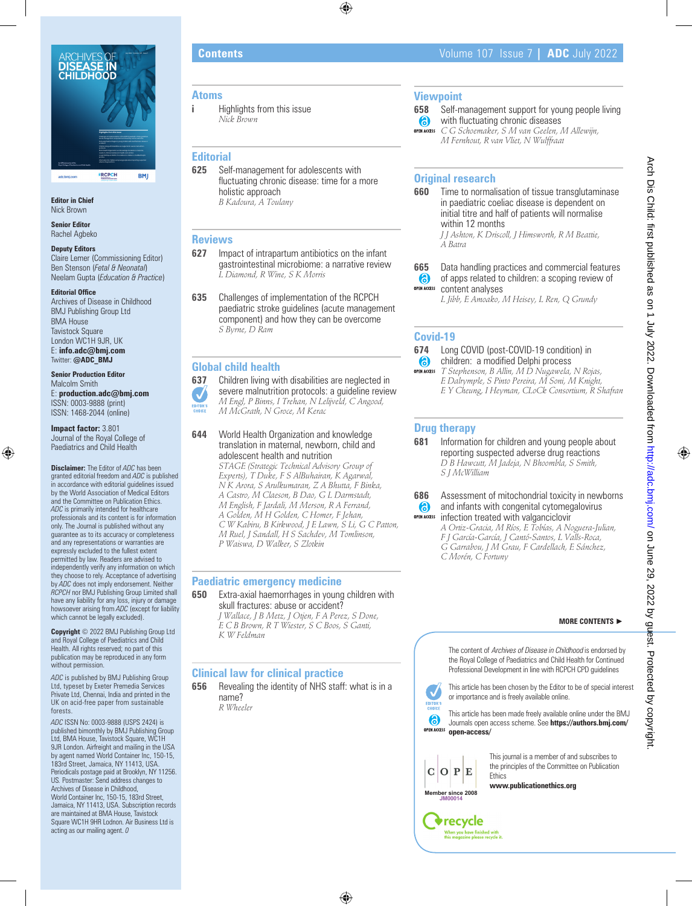# Contents

Volume 107 Issue 7 | **ADC** July 2022

**Editor in Chief**
Nick Brown

**Senior Editor**
Rachel Agbeko

**Deputy Editors**
Claire Lemer (Commissioning Editor)
Ben Stenson (*Fetal & Neonatal*)
Neelam Gupta (*Education & Practice*)

**Editorial Office**
Archives of Disease in Childhood
BMJ Publishing Group Ltd
BMA House
Tavistock Square
London WC1H 9JR, UK
E: **info.adc@bmj.com**
Twitter: **@ADC_BMJ**

**Senior Production Editor**
Malcolm Smith
E: **production.adc@bmj.com**
ISSN: 0003-9888 (print)
ISSN: 1468-2044 (online)

**Impact factor:** 3.801
Journal of the Royal College of Paediatrics and Child Health

**Disclaimer:** The Editor of *ADC* has been granted editorial freedom and *ADC* is published in accordance with editorial guidelines issued by the World Association of Medical Editors and the Committee on Publication Ethics. *ADC* is primarily intended for healthcare professionals and its content is for information only. The Journal is published without any guarantee as to its accuracy or completeness and any representations or warranties are expressly excluded to the fullest extent permitted by law. Readers are advised to independently verify any information on which they choose to rely. Acceptance of advertising by *ADC* does not imply endorsement. Neither *RCPCH* nor BMJ Publishing Group Limited shall have any liability for any loss, injury or damage howsoever arising from *ADC* (except for liability which cannot be legally excluded).

**Copyright** © 2022 BMJ Publishing Group Ltd and Royal College of Paediatrics and Child Health. All rights reserved; no part of this publication may be reproduced in any form without permission.

*ADC* is published by BMJ Publishing Group Ltd, typeset by Exeter Premedia Services Private Ltd, Chennai, India and printed in the UK on acid-free paper from sustainable forests.

*ADC* ISSN No: 0003-9888 (USPS 2424) is published bimonthly by BMJ Publishing Group Ltd, BMA House, Tavistock Square, WC1H 9JR London. Airfreight and mailing in the USA by agent named World Container Inc, 150-15, 183rd Street, Jamaica, NY 11413, USA. Periodicals postage paid at Brooklyn, NY 11256. US. Postmaster: Send address changes to Archives of Disease in Childhood, World Container Inc, 150-15, 183rd Street, Jamaica, NY 11413, USA. Subscription records are maintained at BMA House, Tavistock Square WC1H 9HR Lodnon. Air Business Ltd is acting as our mailing agent. *0*

## Atoms

**i** Highlights from this issue
*Nick Brown*

## Editorial

**625** Self-management for adolescents with fluctuating chronic disease: time for a more holistic approach
*B Kadoura, A Toulany*

## Reviews

**627** Impact of intrapartum antibiotics on the infant gastrointestinal microbiome: a narrative review
*L Diamond, R Wine, S K Morris*

**635** Challenges of implementation of the RCPCH paediatric stroke guidelines (acute management component) and how they can be overcome
*S Byrne, D Ram*

## Global child health

**637** Children living with disabilities are neglected in severe malnutrition protocols: a guideline review (EDITOR'S CHOICE)
*M Engl, P Binns, I Trehan, N Lelijveld, C Angood, M McGrath, N Groce, M Kerac*

**644** World Health Organization and knowledge translation in maternal, newborn, child and adolescent health and nutrition
*STAGE (Strategic Technical Advisory Group of Experts), T Duke, F S AlBuhairan, K Agarwal, N K Arora, S Arulkumaran, Z A Bhutta, F Binka, A Castro, M Claeson, B Dao, G L Darmstadt, M English, F Jardali, M Merson, R A Ferrand, A Golden, M H Golden, C Homer, F Jehan, C W Kabiru, B Kirkwood, J E Lawn, S Li, G C Patton, M Ruel, J Sandall, H S Sachdev, M Tomlinson, P Waiswa, D Walker, S Zlotkin*

## Paediatric emergency medicine

**650** Extra-axial haemorrhages in young children with skull fractures: abuse or accident?
*J Wallace, J B Metz, J Otjen, F A Perez, S Done, E C B Brown, R T Wiester, S C Boos, S Ganti, K W Feldman*

## Clinical law for clinical practice

**656** Revealing the identity of NHS staff: what is in a name?
*R Wheeler*

## Viewpoint

**658** Self-management support for young people living with fluctuating chronic diseases (OPEN ACCESS)
*C G Schoemaker, S M van Geelen, M Allewijn, M Fernhout, R van Vliet, N Wulffraat*

## Original research

**660** Time to normalisation of tissue transglutaminase in paediatric coeliac disease is dependent on initial titre and half of patients will normalise within 12 months
*J J Ashton, K Driscoll, J Himsworth, R M Beattie, A Batra*

**665** Data handling practices and commercial features of apps related to children: a scoping review of content analyses (OPEN ACCESS)
*L Jibb, E Amoako, M Heisey, L Ren, Q Grundy*

## Covid-19

**674** Long COVID (post-COVID-19 condition) in children: a modified Delphi process (OPEN ACCESS)
*T Stephenson, B Allin, M D Nugawela, N Rojas, E Dalrymple, S Pinto Pereira, M Soni, M Knight, E Y Cheung, I Heyman, CLoCk Consortium, R Shafran*

## Drug therapy

**681** Information for children and young people about reporting suspected adverse drug reactions
*D B Hawcutt, M Jadeja, N Bhoombla, S Smith, S J McWilliam*

**686** Assessment of mitochondrial toxicity in newborns and infants with congenital cytomegalovirus infection treated with valganciclovir (OPEN ACCESS)
*A Ortiz-Gracia, M Ríos, E Tobías, A Noguera-Julian, F J García-García, J Cantó-Santos, L Valls-Roca, G Garrabou, J M Grau, F Cardellach, E Sánchez, C Morén, C Fortuny*

**MORE CONTENTS ►**

The content of *Archives of Disease in Childhood* is endorsed by the Royal College of Paediatrics and Child Health for Continued Professional Development in line with RCPCH CPD guidelines

EDITOR'S CHOICE: This article has been chosen by the Editor to be of special interest or importance and is freely available online.

OPEN ACCESS: This article has been made freely available online under the BMJ Journals open access scheme. See **https://authors.bmj.com/open-access/**

COPE — Member since 2008 JM00014. This journal is a member of and subscribes to the principles of the Committee on Publication Ethics **www.publicationethics.org**

recycle — When you have finished with this magazine please recycle it.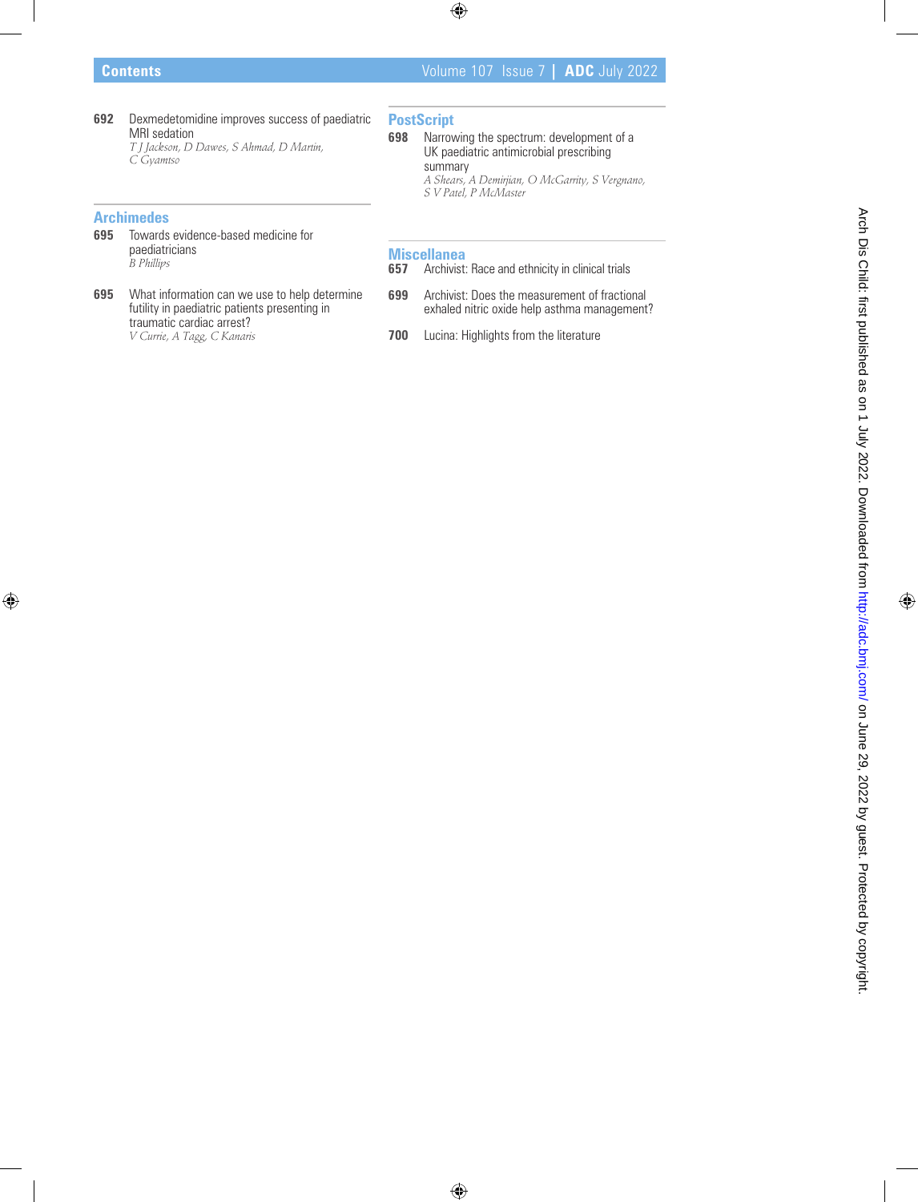**692** Dexmedetomidine improves success of paediatric MRI sedation
*T J Jackson, D Dawes, S Ahmad, D Martin, C Gyamtso*

## Archimedes

**695** Towards evidence-based medicine for paediatricians
*B Phillips*

**695** What information can we use to help determine futility in paediatric patients presenting in traumatic cardiac arrest?
*V Currie, A Tagg, C Kanaris*

## PostScript

**698** Narrowing the spectrum: development of a UK paediatric antimicrobial prescribing summary
*A Shears, A Demirjian, O McGarrity, S Vergnano, S V Patel, P McMaster*

## Miscellanea

**657** Archivist: Race and ethnicity in clinical trials

**699** Archivist: Does the measurement of fractional exhaled nitric oxide help asthma management?

**700** Lucina: Highlights from the literature